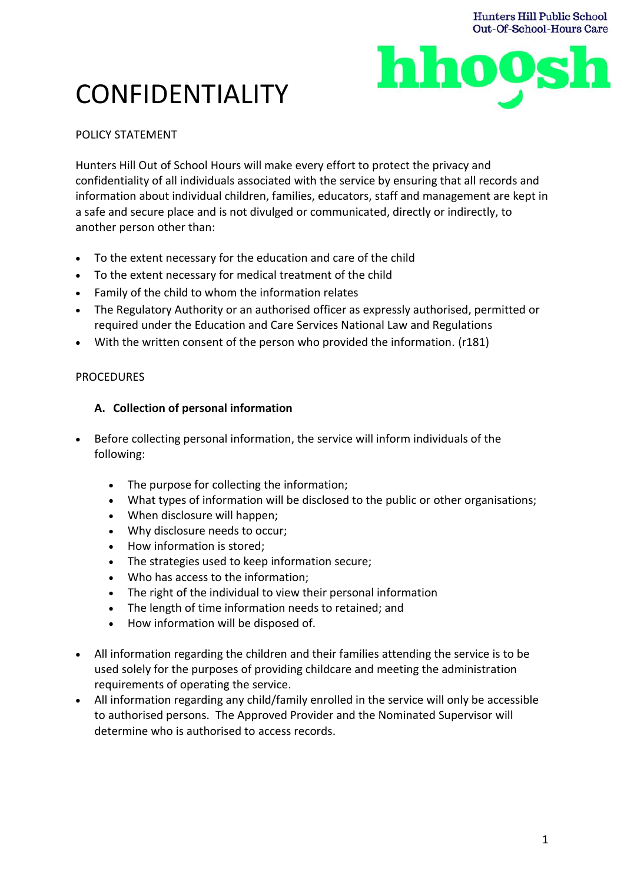# CONFIDENTIALITY

POLICY STATEMENT

Hunters Hill Out of School Hours will make every effort to protect the privacy and confidentiality of all individuals associated with the service by ensuring that all records and information about individual children, families, educators, staff and management are kept in a safe and secure place and is not divulged or communicated, directly or indirectly, to another person other than:

- To the extent necessary for the education and care of the child
- To the extent necessary for medical treatment of the child
- Family of the child to whom the information relates
- The Regulatory Authority or an authorised officer as expressly authorised, permitted or required under the Education and Care Services National Law and Regulations
- With the written consent of the person who provided the information. (r181)

PROCEDURES

**A. Collection of personal information**

- Before collecting personal information, the service will inform individuals of the following:
  - The purpose for collecting the information;
  - What types of information will be disclosed to the public or other organisations;
  - When disclosure will happen;
  - Why disclosure needs to occur;
  - How information is stored;
  - The strategies used to keep information secure;
  - Who has access to the information;
  - The right of the individual to view their personal information
  - The length of time information needs to retained; and
  - How information will be disposed of.
- All information regarding the children and their families attending the service is to be used solely for the purposes of providing childcare and meeting the administration requirements of operating the service.
- All information regarding any child/family enrolled in the service will only be accessible to authorised persons. The Approved Provider and the Nominated Supervisor will determine who is authorised to access records.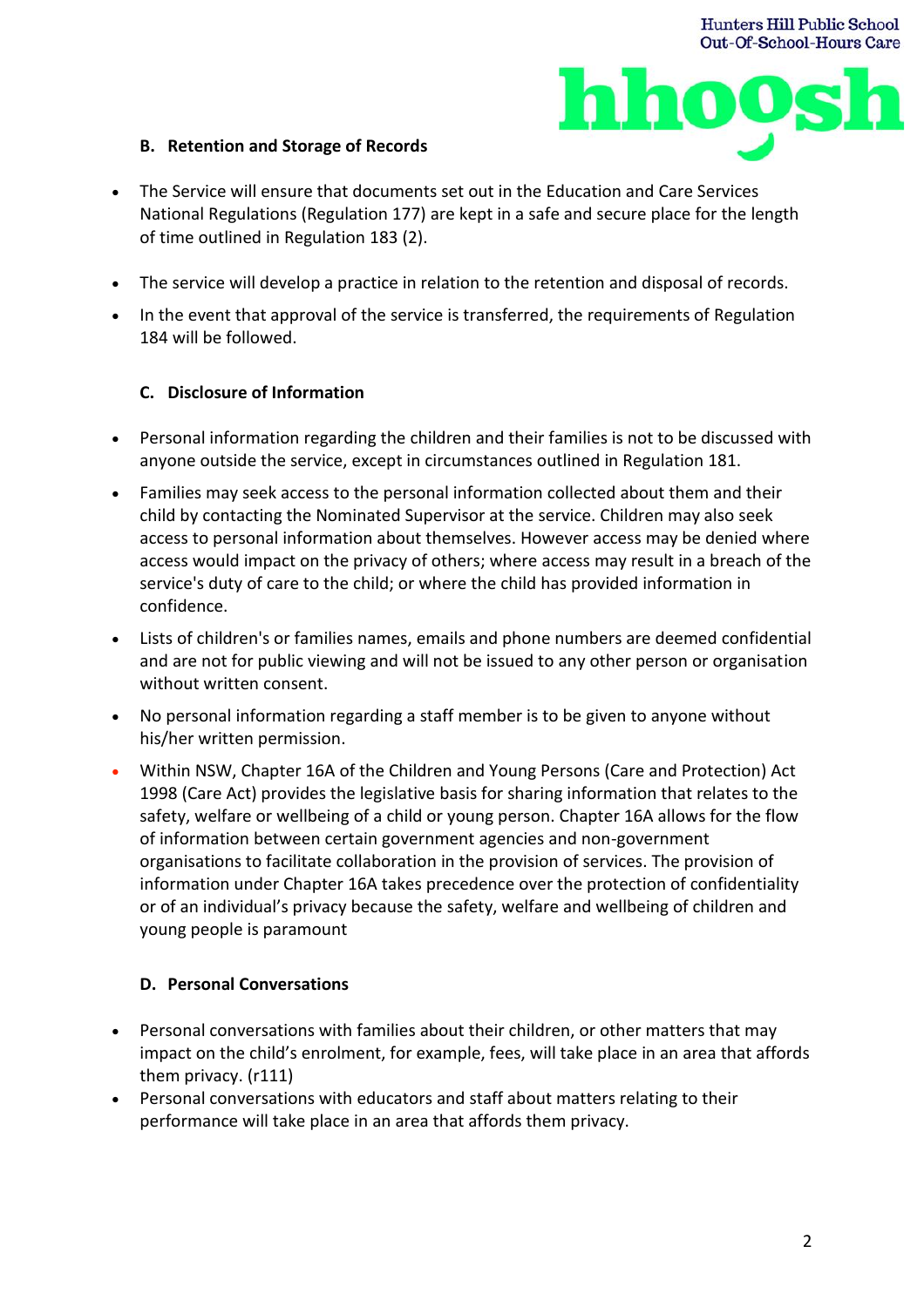### B. Retention and Storage of Records

- The Service will ensure that documents set out in the Education and Care Services National Regulations (Regulation 177) are kept in a safe and secure place for the length of time outlined in Regulation 183 (2).
- The service will develop a practice in relation to the retention and disposal of records.
- In the event that approval of the service is transferred, the requirements of Regulation 184 will be followed.

### C. Disclosure of Information

- Personal information regarding the children and their families is not to be discussed with anyone outside the service, except in circumstances outlined in Regulation 181.
- Families may seek access to the personal information collected about them and their child by contacting the Nominated Supervisor at the service. Children may also seek access to personal information about themselves. However access may be denied where access would impact on the privacy of others; where access may result in a breach of the service's duty of care to the child; or where the child has provided information in confidence.
- Lists of children's or families names, emails and phone numbers are deemed confidential and are not for public viewing and will not be issued to any other person or organisation without written consent.
- No personal information regarding a staff member is to be given to anyone without his/her written permission.
- Within NSW, Chapter 16A of the Children and Young Persons (Care and Protection) Act 1998 (Care Act) provides the legislative basis for sharing information that relates to the safety, welfare or wellbeing of a child or young person. Chapter 16A allows for the flow of information between certain government agencies and non-government organisations to facilitate collaboration in the provision of services. The provision of information under Chapter 16A takes precedence over the protection of confidentiality or of an individual's privacy because the safety, welfare and wellbeing of children and young people is paramount

### D. Personal Conversations

- Personal conversations with families about their children, or other matters that may impact on the child's enrolment, for example, fees, will take place in an area that affords them privacy. (r111)
- Personal conversations with educators and staff about matters relating to their performance will take place in an area that affords them privacy.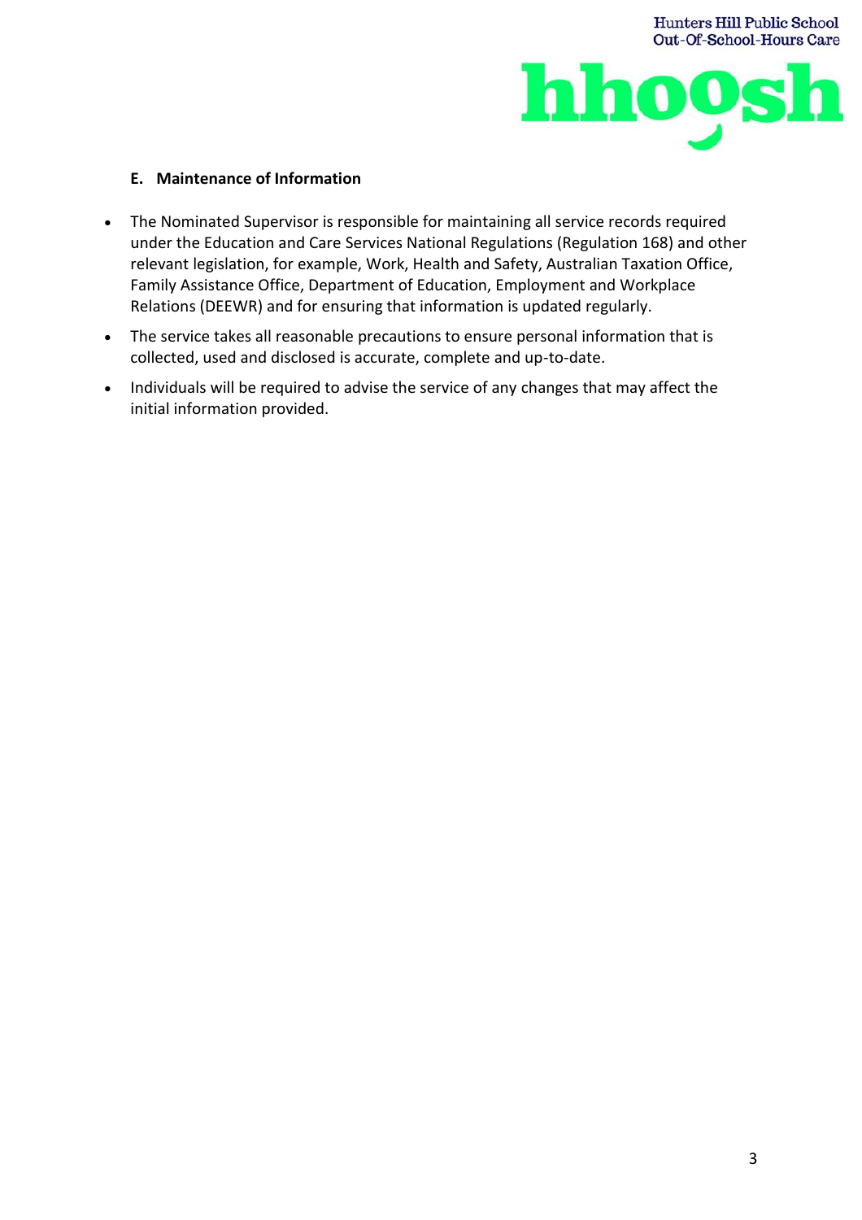### E. Maintenance of Information

- The Nominated Supervisor is responsible for maintaining all service records required under the Education and Care Services National Regulations (Regulation 168) and other relevant legislation, for example, Work, Health and Safety, Australian Taxation Office, Family Assistance Office, Department of Education, Employment and Workplace Relations (DEEWR) and for ensuring that information is updated regularly.
- The service takes all reasonable precautions to ensure personal information that is collected, used and disclosed is accurate, complete and up-to-date.
- Individuals will be required to advise the service of any changes that may affect the initial information provided.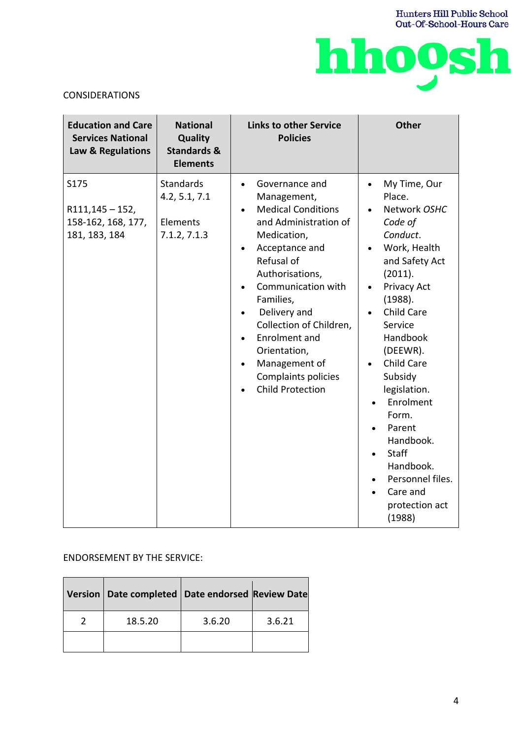CONSIDERATIONS

| Education and Care Services National Law & Regulations | National Quality Standards & Elements | Links to other Service Policies | Other |
|---|---|---|---|
| S175<br><br>R111,145 – 152, 158-162, 168, 177, 181, 183, 184 | Standards 4.2, 5.1, 7.1<br><br>Elements 7.1.2, 7.1.3 | • Governance and Management,<br>• Medical Conditions and Administration of Medication,<br>• Acceptance and Refusal of Authorisations,<br>• Communication with Families,<br>• Delivery and Collection of Children,<br>• Enrolment and Orientation,<br>• Management of Complaints policies<br>• Child Protection | • My Time, Our Place.<br>• Network *OSHC Code of Conduct*.<br>• Work, Health and Safety Act (2011).<br>• Privacy Act (1988).<br>• Child Care Service Handbook (DEEWR).<br>• Child Care Subsidy legislation.<br>• Enrolment Form.<br>• Parent Handbook.<br>• Staff Handbook.<br>• Personnel files.<br>• Care and protection act (1988) |

ENDORSEMENT BY THE SERVICE:

| Version | Date completed | Date endorsed | Review Date |
|---|---|---|---|
| 2 | 18.5.20 | 3.6.20 | 3.6.21 |
| | | | |